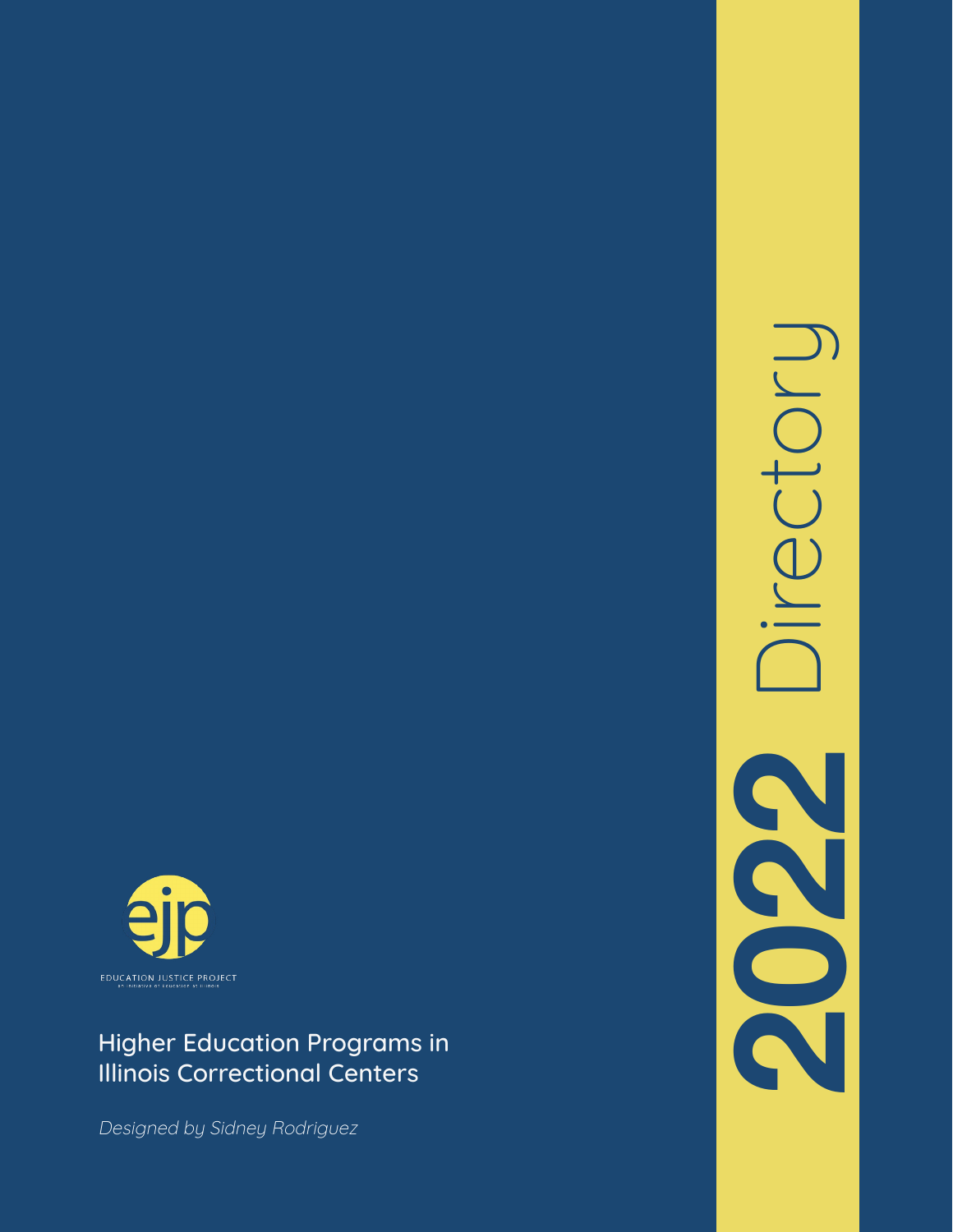# 2022 Directory

ejp

EDUCATION JUSTICE PROJECT

an initiative of Education at Illinois

## Higher Education Programs in Illinois Correctional Centers

*Designed by Sidney Rodriguez*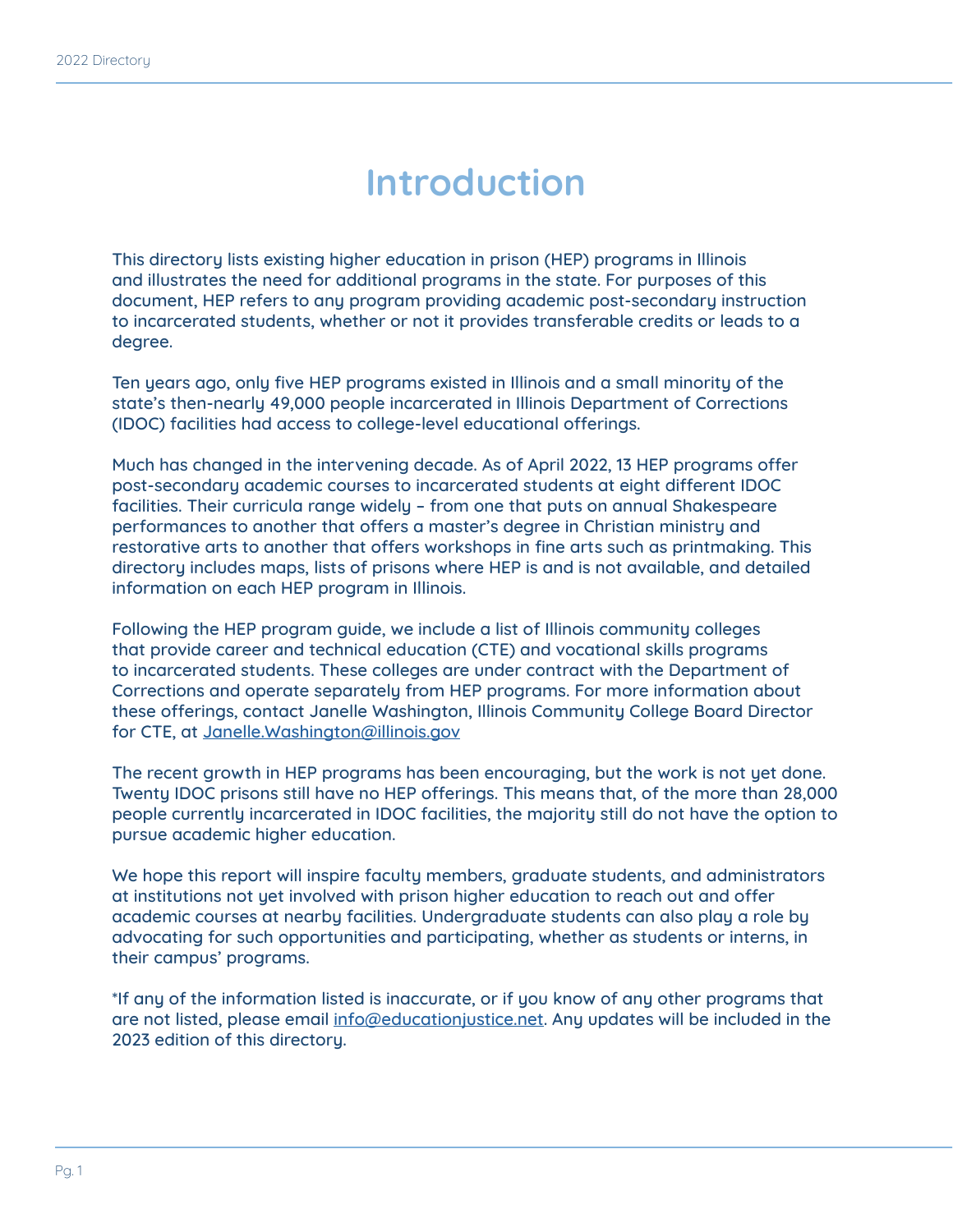# Introduction

This directory lists existing higher education in prison (HEP) programs in Illinois and illustrates the need for additional programs in the state. For purposes of this document, HEP refers to any program providing academic post-secondary instruction to incarcerated students, whether or not it provides transferable credits or leads to a degree.

Ten years ago, only five HEP programs existed in Illinois and a small minority of the state's then-nearly 49,000 people incarcerated in Illinois Department of Corrections (IDOC) facilities had access to college-level educational offerings.

Much has changed in the intervening decade. As of April 2022, 13 HEP programs offer post-secondary academic courses to incarcerated students at eight different IDOC facilities. Their curricula range widely – from one that puts on annual Shakespeare performances to another that offers a master's degree in Christian ministry and restorative arts to another that offers workshops in fine arts such as printmaking. This directory includes maps, lists of prisons where HEP is and is not available, and detailed information on each HEP program in Illinois.

Following the HEP program guide, we include a list of Illinois community colleges that provide career and technical education (CTE) and vocational skills programs to incarcerated students. These colleges are under contract with the Department of Corrections and operate separately from HEP programs. For more information about these offerings, contact Janelle Washington, Illinois Community College Board Director for CTE, at Janelle.Washington@illinois.gov

The recent growth in HEP programs has been encouraging, but the work is not yet done. Twenty IDOC prisons still have no HEP offerings. This means that, of the more than 28,000 people currently incarcerated in IDOC facilities, the majority still do not have the option to pursue academic higher education.

We hope this report will inspire faculty members, graduate students, and administrators at institutions not yet involved with prison higher education to reach out and offer academic courses at nearby facilities. Undergraduate students can also play a role by advocating for such opportunities and participating, whether as students or interns, in their campus' programs.

*If any of the information listed is inaccurate, or if you know of any other programs that are not listed, please email info@educationjustice.net. Any updates will be included in the 2023 edition of this directory.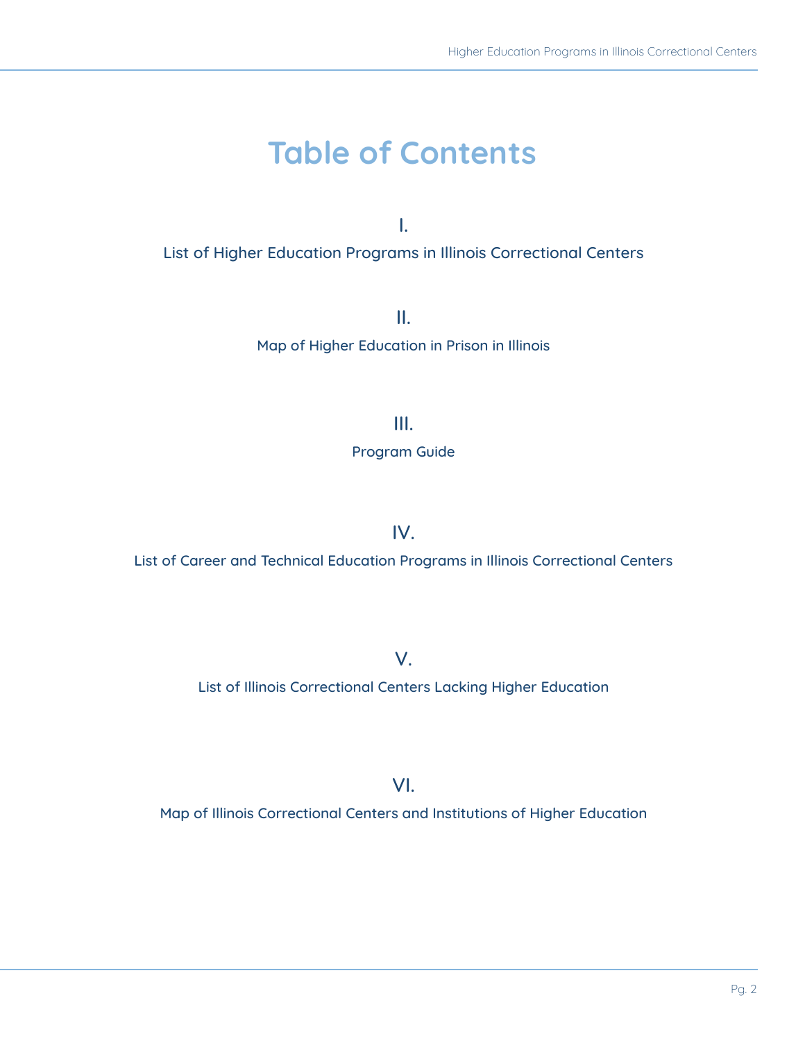# Table of Contents

I.

List of Higher Education Programs in Illinois Correctional Centers

II.

Map of Higher Education in Prison in Illinois

III.

Program Guide

IV.

List of Career and Technical Education Programs in Illinois Correctional Centers

V.

List of Illinois Correctional Centers Lacking Higher Education

VI.

Map of Illinois Correctional Centers and Institutions of Higher Education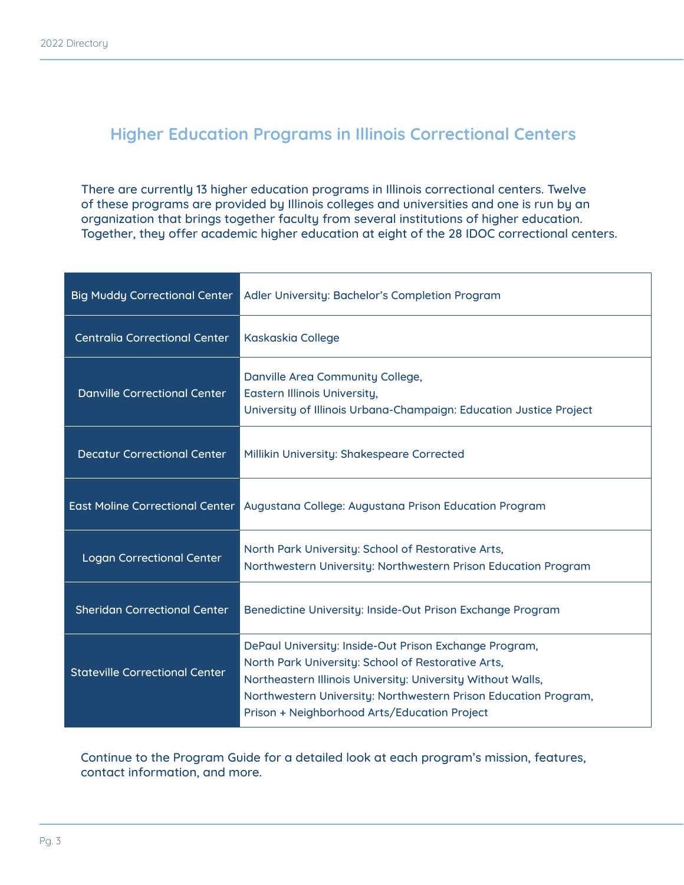## Higher Education Programs in Illinois Correctional Centers

There are currently 13 higher education programs in Illinois correctional centers. Twelve of these programs are provided by Illinois colleges and universities and one is run by an organization that brings together faculty from several institutions of higher education. Together, they offer academic higher education at eight of the 28 IDOC correctional centers.

| Correctional Center | Programs |
| --- | --- |
| Big Muddy Correctional Center | Adler University: Bachelor's Completion Program |
| Centralia Correctional Center | Kaskaskia College |
| Danville Correctional Center | Danville Area Community College,<br>Eastern Illinois University,<br>University of Illinois Urbana-Champaign: Education Justice Project |
| Decatur Correctional Center | Millikin University: Shakespeare Corrected |
| East Moline Correctional Center | Augustana College: Augustana Prison Education Program |
| Logan Correctional Center | North Park University: School of Restorative Arts,<br>Northwestern University: Northwestern Prison Education Program |
| Sheridan Correctional Center | Benedictine University: Inside-Out Prison Exchange Program |
| Stateville Correctional Center | DePaul University: Inside-Out Prison Exchange Program,<br>North Park University: School of Restorative Arts,<br>Northeastern Illinois University: University Without Walls,<br>Northwestern University: Northwestern Prison Education Program,<br>Prison + Neighborhood Arts/Education Project |

Continue to the Program Guide for a detailed look at each program's mission, features, contact information, and more.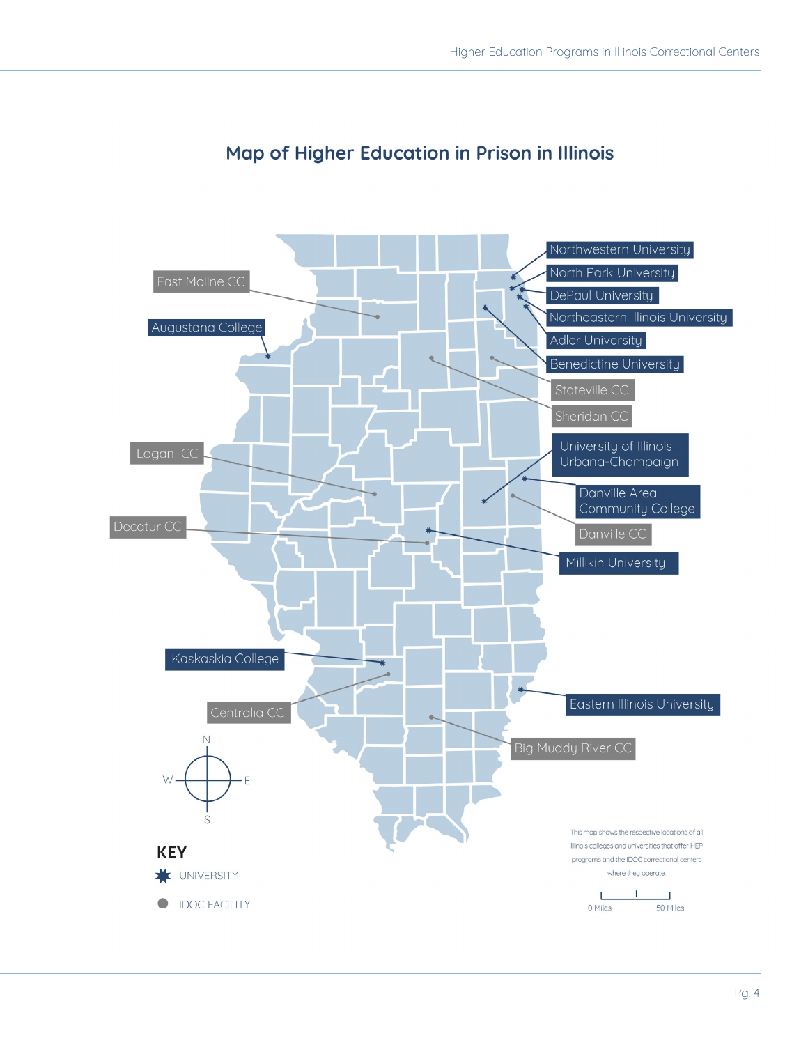# Map of Higher Education in Prison in Illinois

Northwestern University

North Park University

DePaul University

Northeastern Illinois University

Adler University

Benedictine University

Stateville CC

Sheridan CC

East Moline CC

Augustana College

Logan CC

Decatur CC

University of Illinois Urbana-Champaign

Danville Area Community College

Danville CC

Millikin University

Kaskaskia College

Centralia CC

Eastern Illinois University

Big Muddy River CC

N

W E

S

**KEY**

UNIVERSITY

IDOC FACILITY

This map shows the respective locations of all Illinois colleges and universities that offer HEP programs and the IDOC correctional centers where they operate.

0 Miles 50 Miles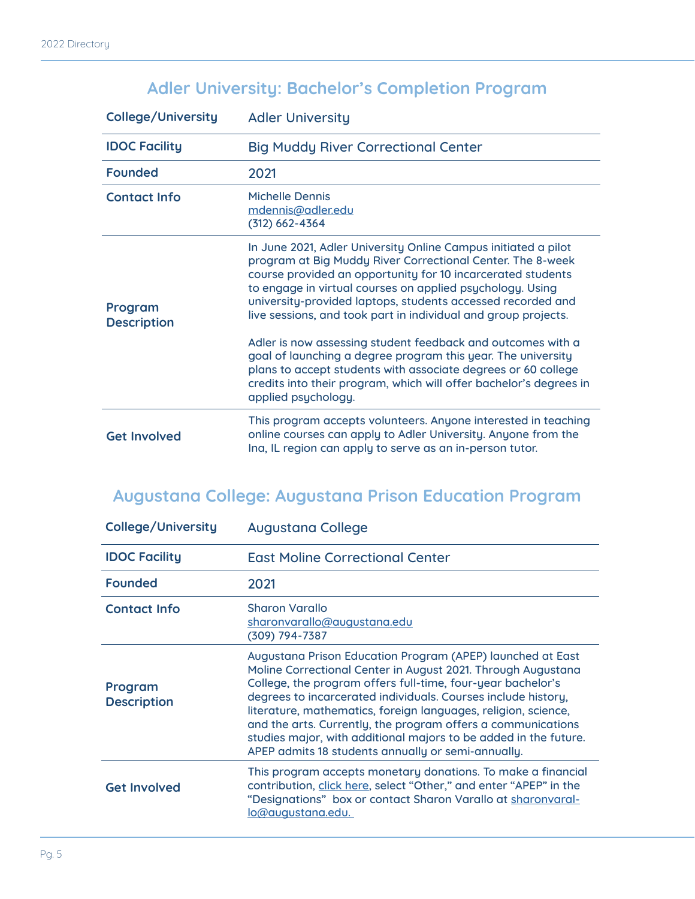## Adler University: Bachelor's Completion Program

| College/University | Adler University |
|---|---|
| IDOC Facility | Big Muddy River Correctional Center |
| Founded | 2021 |
| Contact Info | Michelle Dennis<br>mdennis@adler.edu<br>(312) 662-4364 |
| Program Description | In June 2021, Adler University Online Campus initiated a pilot program at Big Muddy River Correctional Center. The 8-week course provided an opportunity for 10 incarcerated students to engage in virtual courses on applied psychology. Using university-provided laptops, students accessed recorded and live sessions, and took part in individual and group projects.<br><br>Adler is now assessing student feedback and outcomes with a goal of launching a degree program this year. The university plans to accept students with associate degrees or 60 college credits into their program, which will offer bachelor's degrees in applied psychology. |
| Get Involved | This program accepts volunteers. Anyone interested in teaching online courses can apply to Adler University. Anyone from the Ina, IL region can apply to serve as an in-person tutor. |

## Augustana College: Augustana Prison Education Program

| College/University | Augustana College |
|---|---|
| IDOC Facility | East Moline Correctional Center |
| Founded | 2021 |
| Contact Info | Sharon Varallo<br>sharonvarallo@augustana.edu<br>(309) 794-7387 |
| Program Description | Augustana Prison Education Program (APEP) launched at East Moline Correctional Center in August 2021. Through Augustana College, the program offers full-time, four-year bachelor's degrees to incarcerated individuals. Courses include history, literature, mathematics, foreign languages, religion, science, and the arts. Currently, the program offers a communications studies major, with additional majors to be added in the future. APEP admits 18 students annually or semi-annually. |
| Get Involved | This program accepts monetary donations. To make a financial contribution, click here, select "Other," and enter "APEP" in the "Designations" box or contact Sharon Varallo at sharonvarallo@augustana.edu. |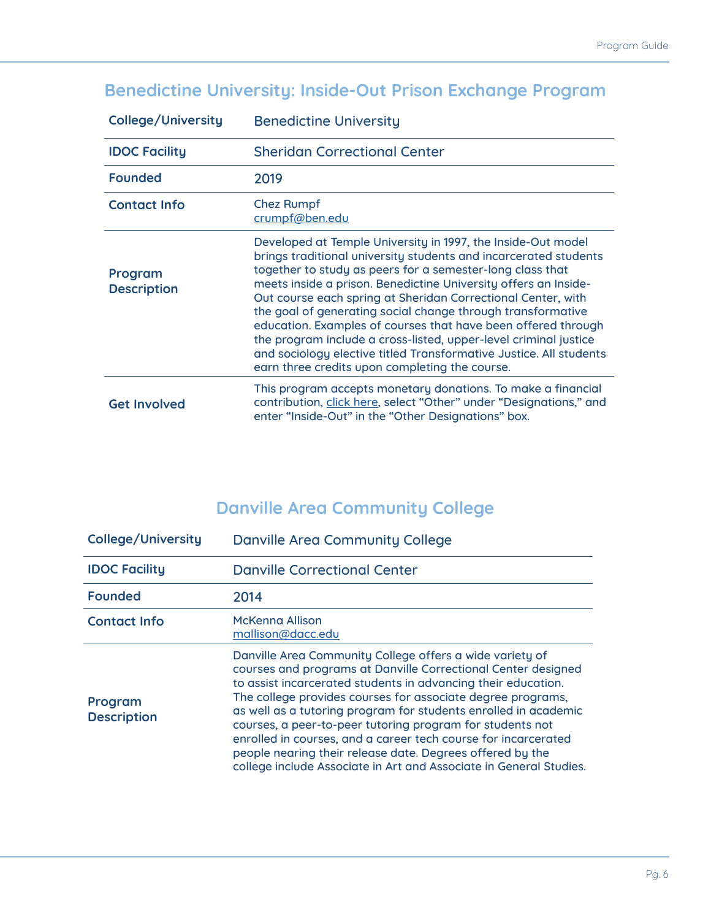## Benedictine University: Inside-Out Prison Exchange Program

| | |
|---|---|
| **College/University** | Benedictine University |
| **IDOC Facility** | Sheridan Correctional Center |
| **Founded** | 2019 |
| **Contact Info** | Chez Rumpf<br>crumpf@ben.edu |
| **Program Description** | Developed at Temple University in 1997, the Inside-Out model brings traditional university students and incarcerated students together to study as peers for a semester-long class that meets inside a prison. Benedictine University offers an Inside-Out course each spring at Sheridan Correctional Center, with the goal of generating social change through transformative education. Examples of courses that have been offered through the program include a cross-listed, upper-level criminal justice and sociology elective titled Transformative Justice. All students earn three credits upon completing the course. |
| **Get Involved** | This program accepts monetary donations. To make a financial contribution, click here, select "Other" under "Designations," and enter "Inside-Out" in the "Other Designations" box. |

## Danville Area Community College

| | |
|---|---|
| **College/University** | Danville Area Community College |
| **IDOC Facility** | Danville Correctional Center |
| **Founded** | 2014 |
| **Contact Info** | McKenna Allison<br>mallison@dacc.edu |
| **Program Description** | Danville Area Community College offers a wide variety of courses and programs at Danville Correctional Center designed to assist incarcerated students in advancing their education. The college provides courses for associate degree programs, as well as a tutoring program for students enrolled in academic courses, a peer-to-peer tutoring program for students not enrolled in courses, and a career tech course for incarcerated people nearing their release date. Degrees offered by the college include Associate in Art and Associate in General Studies. |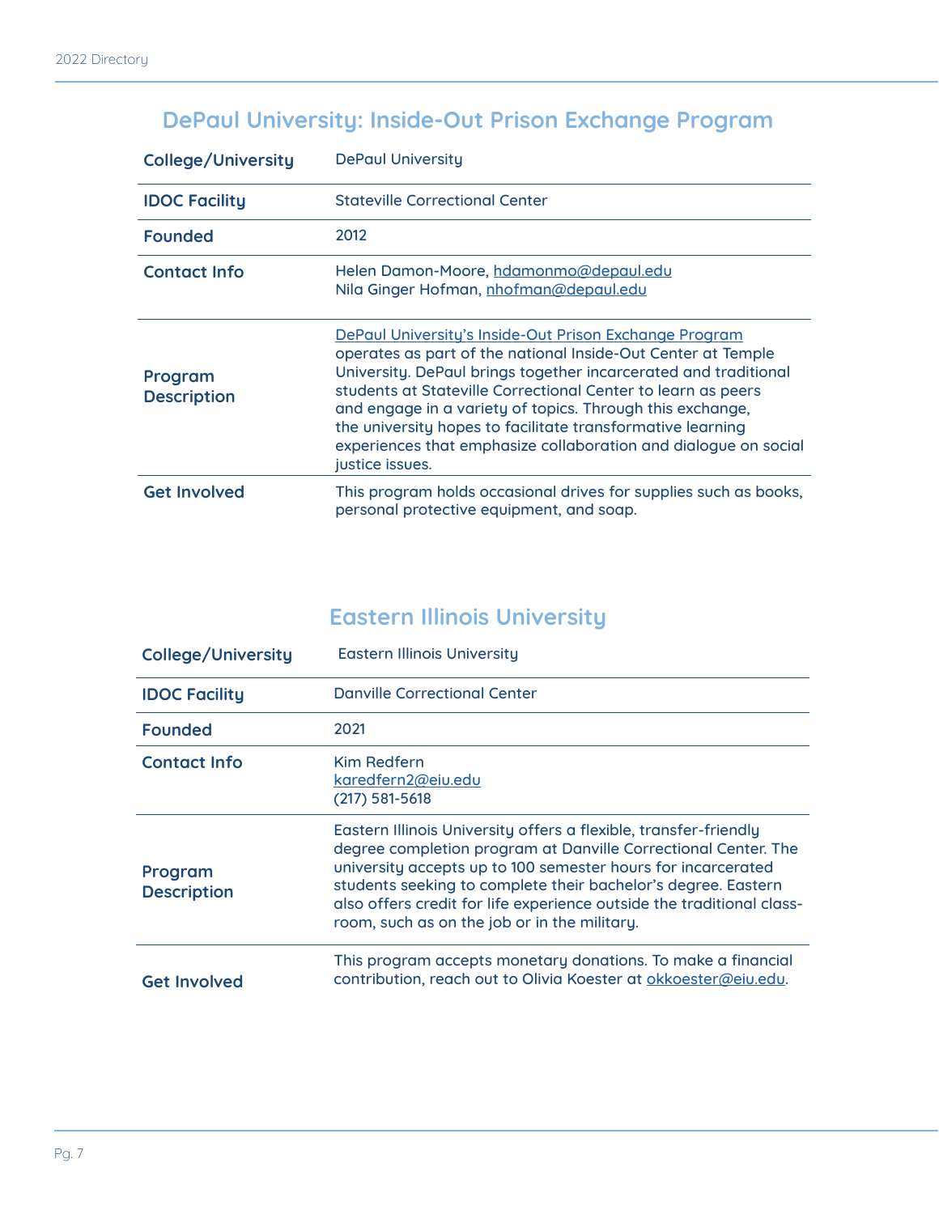## DePaul University: Inside-Out Prison Exchange Program

| | |
|---|---|
| **College/University** | DePaul University |
| **IDOC Facility** | Stateville Correctional Center |
| **Founded** | 2012 |
| **Contact Info** | Helen Damon-Moore, hdamonmo@depaul.edu<br>Nila Ginger Hofman, nhofman@depaul.edu |
| **Program Description** | DePaul University's Inside-Out Prison Exchange Program operates as part of the national Inside-Out Center at Temple University. DePaul brings together incarcerated and traditional students at Stateville Correctional Center to learn as peers and engage in a variety of topics. Through this exchange, the university hopes to facilitate transformative learning experiences that emphasize collaboration and dialogue on social justice issues. |
| **Get Involved** | This program holds occasional drives for supplies such as books, personal protective equipment, and soap. |

## Eastern Illinois University

| | |
|---|---|
| **College/University** | Eastern Illinois University |
| **IDOC Facility** | Danville Correctional Center |
| **Founded** | 2021 |
| **Contact Info** | Kim Redfern<br>karedfern2@eiu.edu<br>(217) 581-5618 |
| **Program Description** | Eastern Illinois University offers a flexible, transfer-friendly degree completion program at Danville Correctional Center. The university accepts up to 100 semester hours for incarcerated students seeking to complete their bachelor's degree. Eastern also offers credit for life experience outside the traditional classroom, such as on the job or in the military. |
| **Get Involved** | This program accepts monetary donations. To make a financial contribution, reach out to Olivia Koester at okkoester@eiu.edu. |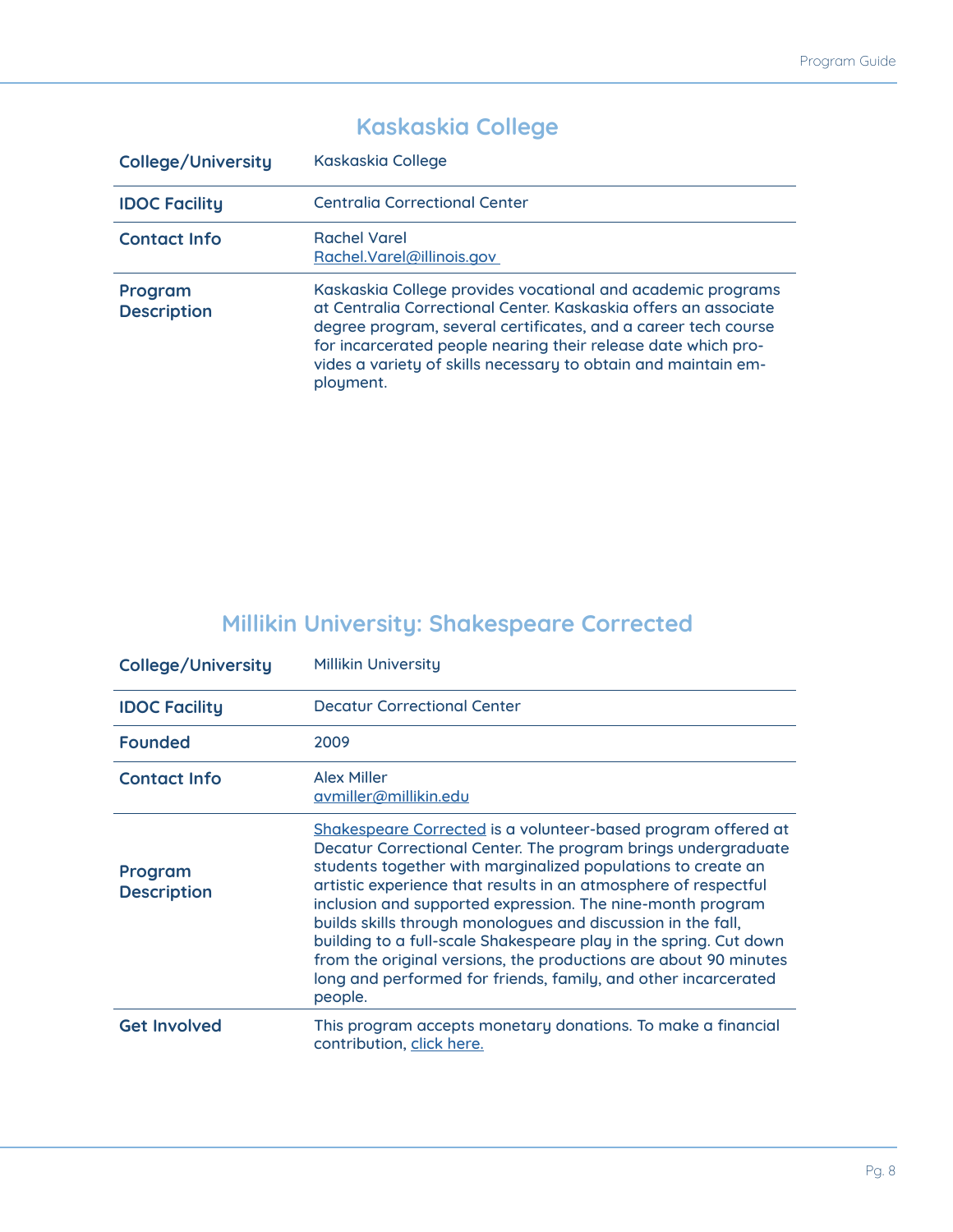## Kaskaskia College

| College/University | Kaskaskia College |
|---|---|
| IDOC Facility | Centralia Correctional Center |
| Contact Info | Rachel Varel<br>Rachel.Varel@illinois.gov |
| Program Description | Kaskaskia College provides vocational and academic programs at Centralia Correctional Center. Kaskaskia offers an associate degree program, several certificates, and a career tech course for incarcerated people nearing their release date which provides a variety of skills necessary to obtain and maintain employment. |

## Millikin University: Shakespeare Corrected

| College/University | Millikin University |
|---|---|
| IDOC Facility | Decatur Correctional Center |
| Founded | 2009 |
| Contact Info | Alex Miller<br>avmiller@millikin.edu |
| Program Description | Shakespeare Corrected is a volunteer-based program offered at Decatur Correctional Center. The program brings undergraduate students together with marginalized populations to create an artistic experience that results in an atmosphere of respectful inclusion and supported expression. The nine-month program builds skills through monologues and discussion in the fall, building to a full-scale Shakespeare play in the spring. Cut down from the original versions, the productions are about 90 minutes long and performed for friends, family, and other incarcerated people. |
| Get Involved | This program accepts monetary donations. To make a financial contribution, click here. |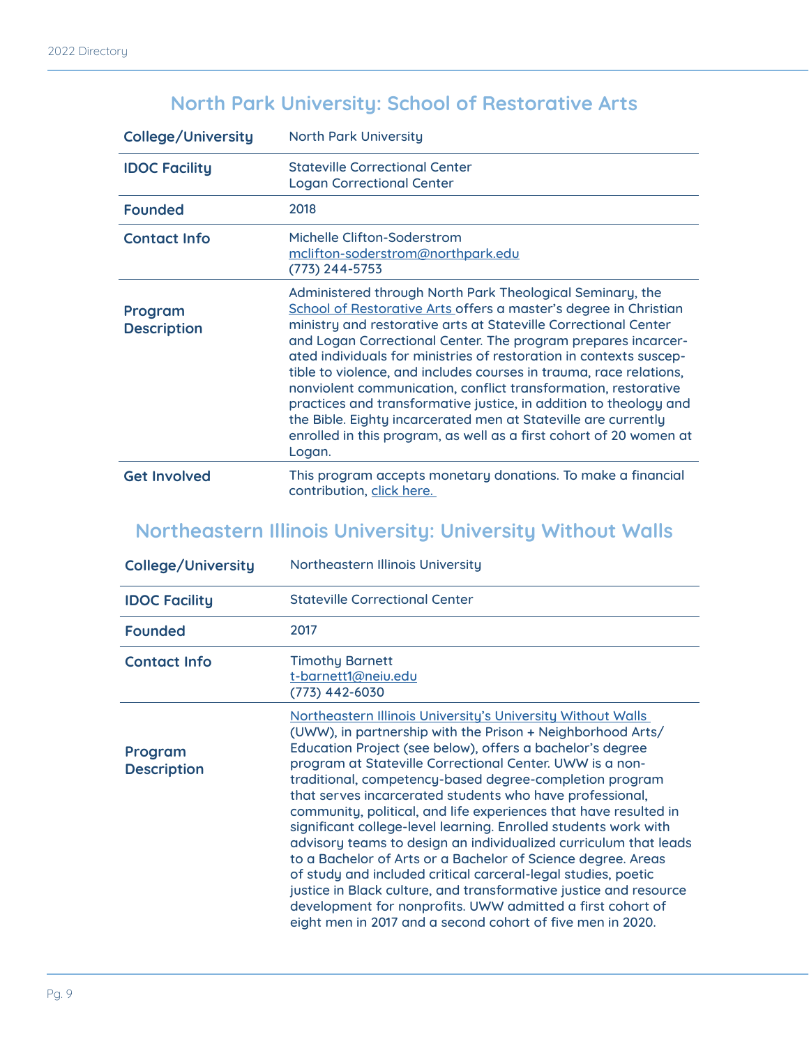## North Park University: School of Restorative Arts

| | |
|---|---|
| **College/University** | North Park University |
| **IDOC Facility** | Stateville Correctional Center<br>Logan Correctional Center |
| **Founded** | 2018 |
| **Contact Info** | Michelle Clifton-Soderstrom<br>mclifton-soderstrom@northpark.edu<br>(773) 244-5753 |
| **Program Description** | Administered through North Park Theological Seminary, the School of Restorative Arts offers a master's degree in Christian ministry and restorative arts at Stateville Correctional Center and Logan Correctional Center. The program prepares incarcerated individuals for ministries of restoration in contexts susceptible to violence, and includes courses in trauma, race relations, nonviolent communication, conflict transformation, restorative practices and transformative justice, in addition to theology and the Bible. Eighty incarcerated men at Stateville are currently enrolled in this program, as well as a first cohort of 20 women at Logan. |
| **Get Involved** | This program accepts monetary donations. To make a financial contribution, click here. |

## Northeastern Illinois University: University Without Walls

| | |
|---|---|
| **College/University** | Northeastern Illinois University |
| **IDOC Facility** | Stateville Correctional Center |
| **Founded** | 2017 |
| **Contact Info** | Timothy Barnett<br>t-barnett1@neiu.edu<br>(773) 442-6030 |
| **Program Description** | Northeastern Illinois University's University Without Walls (UWW), in partnership with the Prison + Neighborhood Arts/Education Project (see below), offers a bachelor's degree program at Stateville Correctional Center. UWW is a non-traditional, competency-based degree-completion program that serves incarcerated students who have professional, community, political, and life experiences that have resulted in significant college-level learning. Enrolled students work with advisory teams to design an individualized curriculum that leads to a Bachelor of Arts or a Bachelor of Science degree. Areas of study and included critical carceral-legal studies, poetic justice in Black culture, and transformative justice and resource development for nonprofits. UWW admitted a first cohort of eight men in 2017 and a second cohort of five men in 2020. |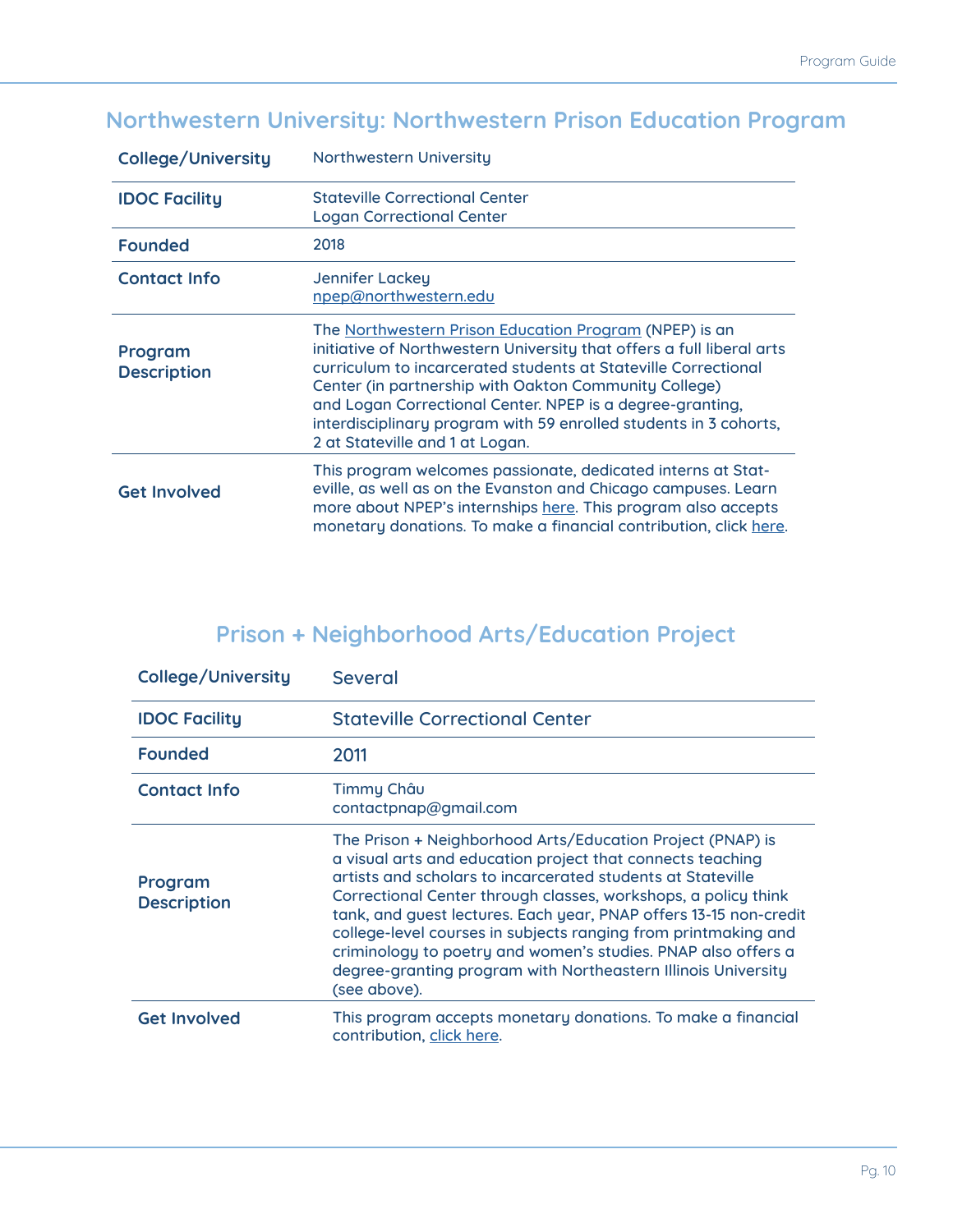## Northwestern University: Northwestern Prison Education Program

| | |
|---|---|
| **College/University** | Northwestern University |
| **IDOC Facility** | Stateville Correctional Center<br>Logan Correctional Center |
| **Founded** | 2018 |
| **Contact Info** | Jennifer Lackey<br>npep@northwestern.edu |
| **Program Description** | The Northwestern Prison Education Program (NPEP) is an initiative of Northwestern University that offers a full liberal arts curriculum to incarcerated students at Stateville Correctional Center (in partnership with Oakton Community College) and Logan Correctional Center. NPEP is a degree-granting, interdisciplinary program with 59 enrolled students in 3 cohorts, 2 at Stateville and 1 at Logan. |
| **Get Involved** | This program welcomes passionate, dedicated interns at Stateville, as well as on the Evanston and Chicago campuses. Learn more about NPEP's internships here. This program also accepts monetary donations. To make a financial contribution, click here. |

## Prison + Neighborhood Arts/Education Project

| | |
|---|---|
| **College/University** | Several |
| **IDOC Facility** | Stateville Correctional Center |
| **Founded** | 2011 |
| **Contact Info** | Timmy Châu<br>contactpnap@gmail.com |
| **Program Description** | The Prison + Neighborhood Arts/Education Project (PNAP) is a visual arts and education project that connects teaching artists and scholars to incarcerated students at Stateville Correctional Center through classes, workshops, a policy think tank, and guest lectures. Each year, PNAP offers 13-15 non-credit college-level courses in subjects ranging from printmaking and criminology to poetry and women's studies. PNAP also offers a degree-granting program with Northeastern Illinois University (see above). |
| **Get Involved** | This program accepts monetary donations. To make a financial contribution, click here. |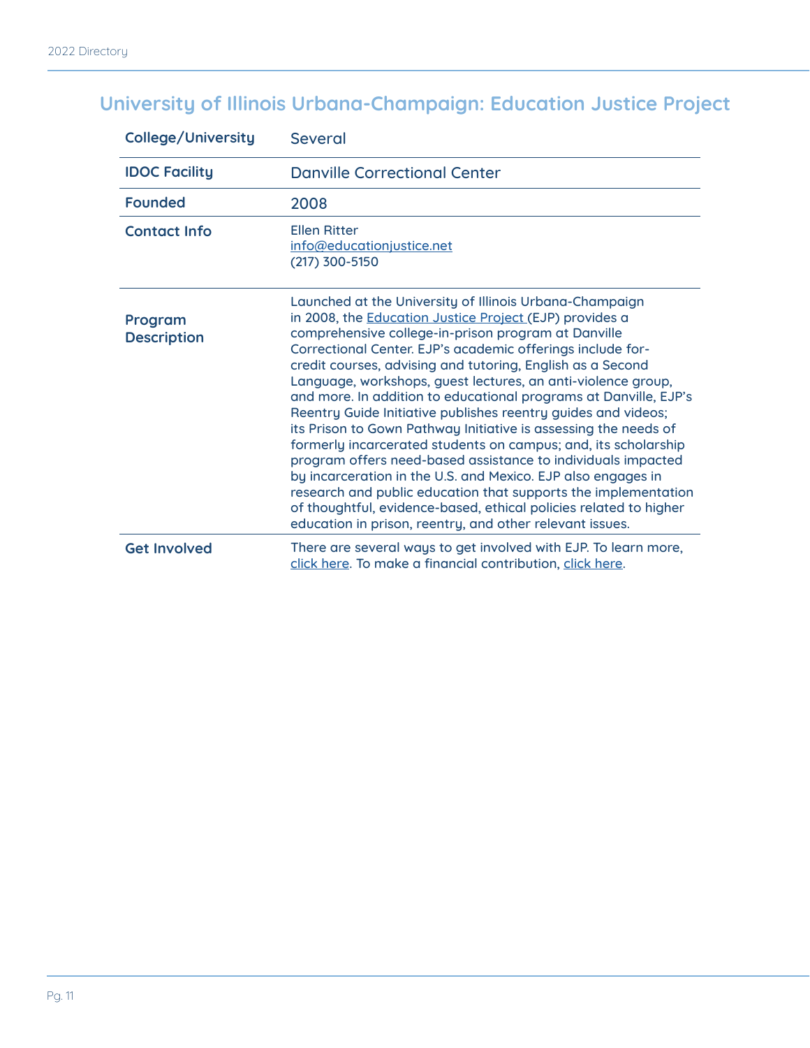## University of Illinois Urbana-Champaign: Education Justice Project

| College/University | Several |
| --- | --- |
| IDOC Facility | Danville Correctional Center |
| Founded | 2008 |
| Contact Info | Ellen Ritter<br>info@educationjustice.net<br>(217) 300-5150 |
| Program Description | Launched at the University of Illinois Urbana-Champaign in 2008, the Education Justice Project (EJP) provides a comprehensive college-in-prison program at Danville Correctional Center. EJP's academic offerings include for-credit courses, advising and tutoring, English as a Second Language, workshops, guest lectures, an anti-violence group, and more. In addition to educational programs at Danville, EJP's Reentry Guide Initiative publishes reentry guides and videos; its Prison to Gown Pathway Initiative is assessing the needs of formerly incarcerated students on campus; and, its scholarship program offers need-based assistance to individuals impacted by incarceration in the U.S. and Mexico. EJP also engages in research and public education that supports the implementation of thoughtful, evidence-based, ethical policies related to higher education in prison, reentry, and other relevant issues. |
| Get Involved | There are several ways to get involved with EJP. To learn more, click here. To make a financial contribution, click here. |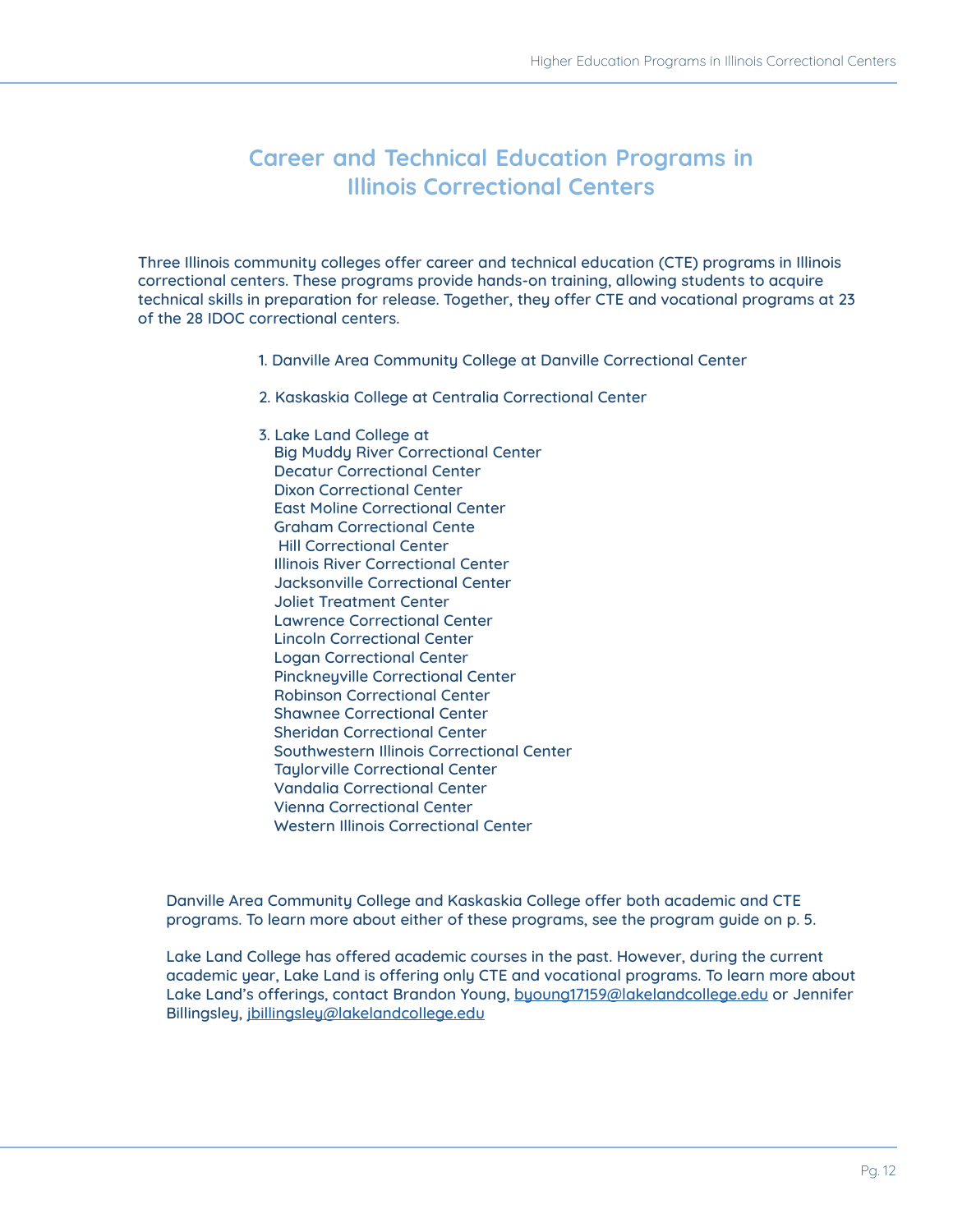# Career and Technical Education Programs in Illinois Correctional Centers

Three Illinois community colleges offer career and technical education (CTE) programs in Illinois correctional centers. These programs provide hands-on training, allowing students to acquire technical skills in preparation for release. Together, they offer CTE and vocational programs at 23 of the 28 IDOC correctional centers.

1. Danville Area Community College at Danville Correctional Center
2. Kaskaskia College at Centralia Correctional Center
3. Lake Land College at
   - Big Muddy River Correctional Center
   - Decatur Correctional Center
   - Dixon Correctional Center
   - East Moline Correctional Center
   - Graham Correctional Cente
   - Hill Correctional Center
   - Illinois River Correctional Center
   - Jacksonville Correctional Center
   - Joliet Treatment Center
   - Lawrence Correctional Center
   - Lincoln Correctional Center
   - Logan Correctional Center
   - Pinckneyville Correctional Center
   - Robinson Correctional Center
   - Shawnee Correctional Center
   - Sheridan Correctional Center
   - Southwestern Illinois Correctional Center
   - Taylorville Correctional Center
   - Vandalia Correctional Center
   - Vienna Correctional Center
   - Western Illinois Correctional Center

Danville Area Community College and Kaskaskia College offer both academic and CTE programs. To learn more about either of these programs, see the program guide on p. 5.

Lake Land College has offered academic courses in the past. However, during the current academic year, Lake Land is offering only CTE and vocational programs. To learn more about Lake Land's offerings, contact Brandon Young, byoung17159@lakelandcollege.edu or Jennifer Billingsley, jbillingsley@lakelandcollege.edu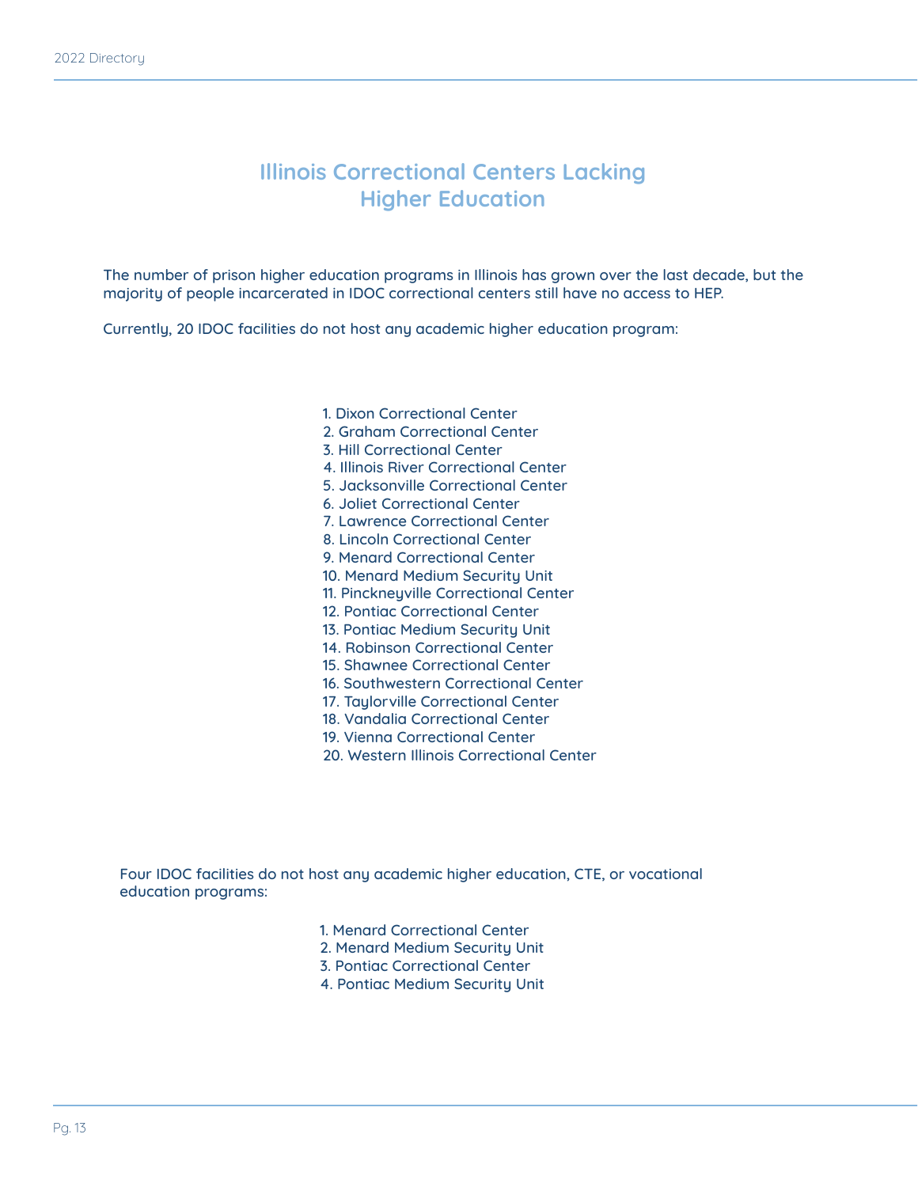# Illinois Correctional Centers Lacking Higher Education

The number of prison higher education programs in Illinois has grown over the last decade, but the majority of people incarcerated in IDOC correctional centers still have no access to HEP.

Currently, 20 IDOC facilities do not host any academic higher education program:

1. Dixon Correctional Center
2. Graham Correctional Center
3. Hill Correctional Center
4. Illinois River Correctional Center
5. Jacksonville Correctional Center
6. Joliet Correctional Center
7. Lawrence Correctional Center
8. Lincoln Correctional Center
9. Menard Correctional Center
10. Menard Medium Security Unit
11. Pinckneyville Correctional Center
12. Pontiac Correctional Center
13. Pontiac Medium Security Unit
14. Robinson Correctional Center
15. Shawnee Correctional Center
16. Southwestern Correctional Center
17. Taylorville Correctional Center
18. Vandalia Correctional Center
19. Vienna Correctional Center
20. Western Illinois Correctional Center

Four IDOC facilities do not host any academic higher education, CTE, or vocational education programs:

1. Menard Correctional Center
2. Menard Medium Security Unit
3. Pontiac Correctional Center
4. Pontiac Medium Security Unit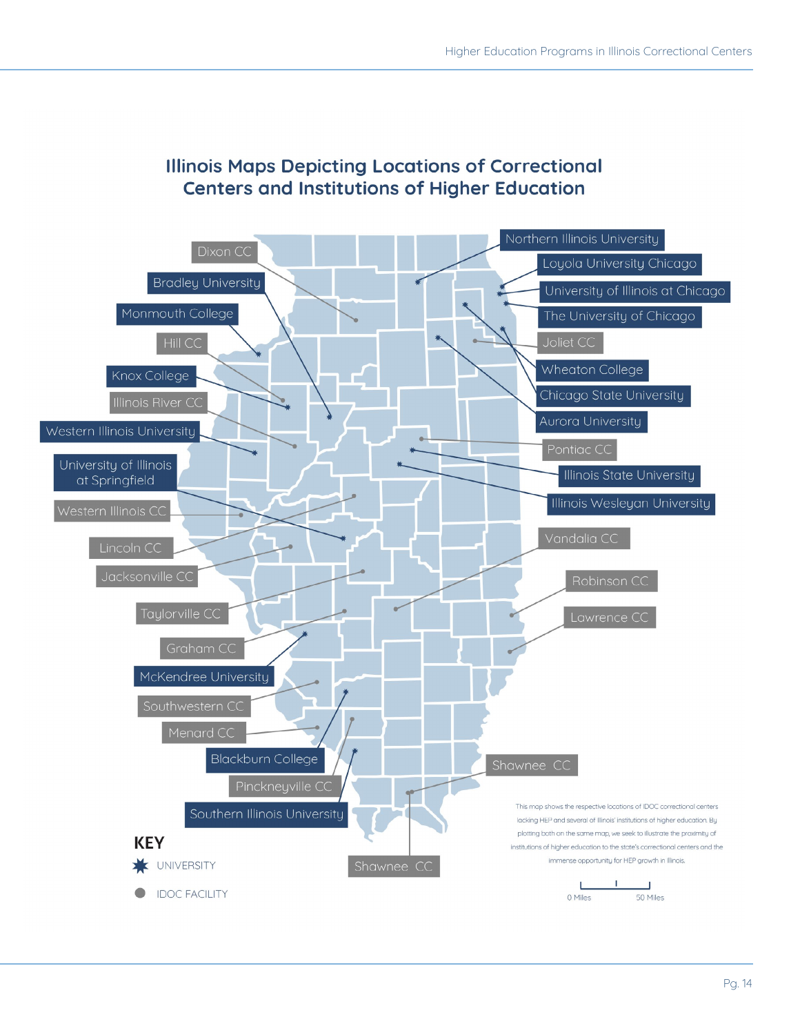## Illinois Maps Depicting Locations of Correctional Centers and Institutions of Higher Education

Dixon CC
Bradley University
Monmouth College
Hill CC
Knox College
Illinois River CC
Western Illinois University
University of Illinois at Springfield
Western Illinois CC
Lincoln CC
Jacksonville CC
Taylorville CC
Graham CC
McKendree University
Southwestern CC
Menard CC
Blackburn College
Pinckneyville CC
Southern Illinois University
Shawnee CC
Northern Illinois University
Loyola University Chicago
University of Illinois at Chicago
The University of Chicago
Joliet CC
Wheaton College
Chicago State University
Aurora University
Pontiac CC
Illinois State University
Illinois Wesleyan University
Vandalia CC
Robinson CC
Lawrence CC
Shawnee CC

**KEY**

UNIVERSITY

IDOC FACILITY

This map shows the respective locations of IDOC correctional centers lacking HEP and several of Illinois' institutions of higher education. By plotting both on the same map, we seek to illustrate the proximity of institutions of higher education to the state's correctional centers and the immense opportunity for HEP growth in Illinois.

0 Miles

50 Miles